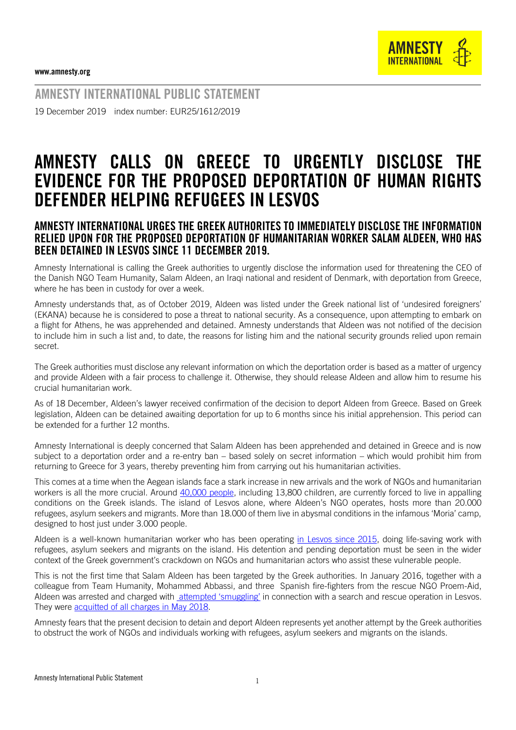www.amnesty.org

AMNESTY INTERNATIONAL PUBLIC STATEMENT

19 December 2019 index number: EUR25/1612/2019

# AMNESTY CALLS ON GREECE TO URGENTLY DISCLOSE THE EVIDENCE FOR THE PROPOSED DEPORTATION OF HUMAN RIGHTS DEFENDER HELPING REFUGEES IN LESVOS

## AMNESTY INTERNATIONAL URGES THE GREEK AUTHORITES TO IMMEDIATELY DISCLOSE THE INFORMATION RELIED UPON FOR THE PROPOSED DEPORTATION OF HUMANITARIAN WORKER SALAM ALDEEN, WHO HAS BEEN DETAINED IN LESVOS SINCE 11 DECEMBER 2019.

Amnesty International is calling the Greek authorities to urgently disclose the information used for threatening the CEO of the Danish NGO Team Humanity, Salam Aldeen, an Iraqi national and resident of Denmark, with deportation from Greece, where he has been in custody for over a week.

Amnesty understands that, as of October 2019, Aldeen was listed under the Greek national list of 'undesired foreigners' (EKANA) because he is considered to pose a threat to national security. As a consequence, upon attempting to embark on a flight for Athens, he was apprehended and detained. Amnesty understands that Aldeen was not notified of the decision to include him in such a list and, to date, the reasons for listing him and the national security grounds relied upon remain secret.

The Greek authorities must disclose any relevant information on which the deportation order is based as a matter of urgency and provide Aldeen with a fair process to challenge it. Otherwise, they should release Aldeen and allow him to resume his crucial humanitarian work.

As of 18 December, Aldeen's lawyer received confirmation of the decision to deport Aldeen from Greece. Based on Greek legislation, Aldeen can be detained awaiting deportation for up to 6 months since his initial apprehension. This period can be extended for a further 12 months.

Amnesty International is deeply concerned that Salam Aldeen has been apprehended and detained in Greece and is now subject to a deportation order and a re-entry ban – based solely on secret information – which would prohibit him from returning to Greece for 3 years, thereby preventing him from carrying out his humanitarian activities.

This comes at a time when the Aegean islands face a stark increase in new arrivals and the work of NGOs and humanitarian workers is all the more crucial. Around [40,000 people](), including 13,800 children, are currently forced to live in appalling conditions on the Greek islands. The island of Lesvos alone, where Aldeen's NGO operates, hosts more than 20.000 refugees, asylum seekers and migrants. More than 18.000 of them live in abysmal conditions in the infamous 'Moria' camp, designed to host just under 3.000 people.

Aldeen is a well-known humanitarian worker who has been operating [in Lesvos since 2015](), doing life-saving work with refugees, asylum seekers and migrants on the island. His detention and pending deportation must be seen in the wider context of the Greek government's crackdown on NGOs and humanitarian actors who assist these vulnerable people.

This is not the first time that Salam Aldeen has been targeted by the Greek authorities. In January 2016, together with a colleague from Team Humanity, Mohammed Abbassi, and three Spanish fire-fighters from the rescue NGO Proem-Aid, Aldeen was arrested and charged with [attempted 'smuggling']() in connection with a search and rescue operation in Lesvos. They were [acquitted of all charges in May 2018]().

Amnesty fears that the present decision to detain and deport Aldeen represents yet another attempt by the Greek authorities to obstruct the work of NGOs and individuals working with refugees, asylum seekers and migrants on the islands.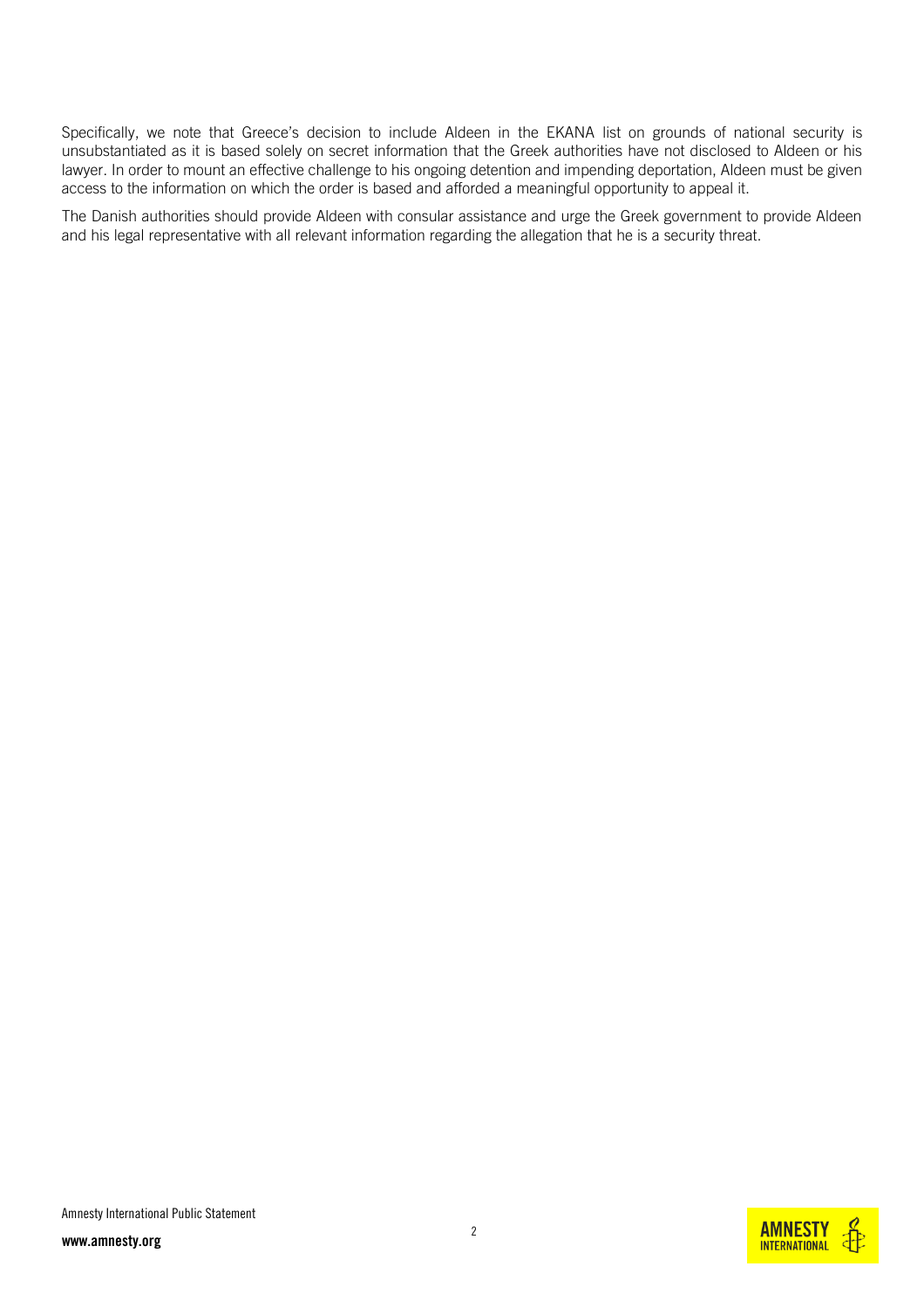Specifically, we note that Greece's decision to include Aldeen in the EKANA list on grounds of national security is unsubstantiated as it is based solely on secret information that the Greek authorities have not disclosed to Aldeen or his lawyer. In order to mount an effective challenge to his ongoing detention and impending deportation, Aldeen must be given access to the information on which the order is based and afforded a meaningful opportunity to appeal it.

The Danish authorities should provide Aldeen with consular assistance and urge the Greek government to provide Aldeen and his legal representative with all relevant information regarding the allegation that he is a security threat.